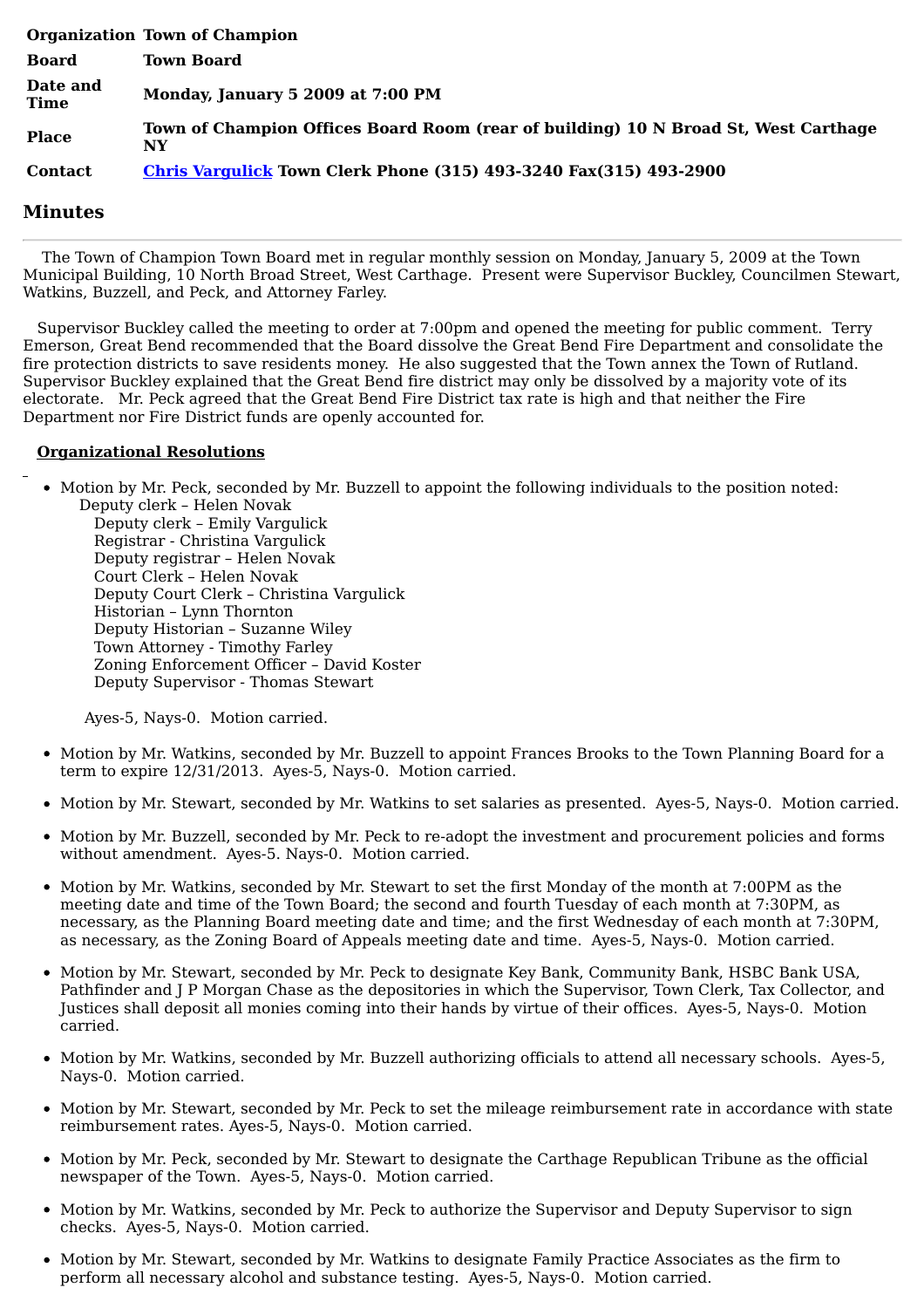| | |
|---|---|
| **Organization** | **Town of Champion** |
| **Board** | **Town Board** |
| **Date and Time** | **Monday, January 5 2009 at 7:00 PM** |
| **Place** | **Town of Champion Offices Board Room (rear of building) 10 N Broad St, West Carthage NY** |
| **Contact** | **Chris Vargulick Town Clerk Phone (315) 493-3240 Fax(315) 493-2900** |

## Minutes

The Town of Champion Town Board met in regular monthly session on Monday, January 5, 2009 at the Town Municipal Building, 10 North Broad Street, West Carthage. Present were Supervisor Buckley, Councilmen Stewart, Watkins, Buzzell, and Peck, and Attorney Farley.

Supervisor Buckley called the meeting to order at 7:00pm and opened the meeting for public comment. Terry Emerson, Great Bend recommended that the Board dissolve the Great Bend Fire Department and consolidate the fire protection districts to save residents money. He also suggested that the Town annex the Town of Rutland. Supervisor Buckley explained that the Great Bend fire district may only be dissolved by a majority vote of its electorate. Mr. Peck agreed that the Great Bend Fire District tax rate is high and that neither the Fire Department nor Fire District funds are openly accounted for.

**Organizational Resolutions**

- Motion by Mr. Peck, seconded by Mr. Buzzell to appoint the following individuals to the position noted:
  Deputy clerk – Helen Novak
  Deputy clerk – Emily Vargulick
  Registrar - Christina Vargulick
  Deputy registrar – Helen Novak
  Court Clerk – Helen Novak
  Deputy Court Clerk – Christina Vargulick
  Historian – Lynn Thornton
  Deputy Historian – Suzanne Wiley
  Town Attorney - Timothy Farley
  Zoning Enforcement Officer – David Koster
  Deputy Supervisor - Thomas Stewart

  Ayes-5, Nays-0. Motion carried.

- Motion by Mr. Watkins, seconded by Mr. Buzzell to appoint Frances Brooks to the Town Planning Board for a term to expire 12/31/2013. Ayes-5, Nays-0. Motion carried.
- Motion by Mr. Stewart, seconded by Mr. Watkins to set salaries as presented. Ayes-5, Nays-0. Motion carried.
- Motion by Mr. Buzzell, seconded by Mr. Peck to re-adopt the investment and procurement policies and forms without amendment. Ayes-5. Nays-0. Motion carried.
- Motion by Mr. Watkins, seconded by Mr. Stewart to set the first Monday of the month at 7:00PM as the meeting date and time of the Town Board; the second and fourth Tuesday of each month at 7:30PM, as necessary, as the Planning Board meeting date and time; and the first Wednesday of each month at 7:30PM, as necessary, as the Zoning Board of Appeals meeting date and time. Ayes-5, Nays-0. Motion carried.
- Motion by Mr. Stewart, seconded by Mr. Peck to designate Key Bank, Community Bank, HSBC Bank USA, Pathfinder and J P Morgan Chase as the depositories in which the Supervisor, Town Clerk, Tax Collector, and Justices shall deposit all monies coming into their hands by virtue of their offices. Ayes-5, Nays-0. Motion carried.
- Motion by Mr. Watkins, seconded by Mr. Buzzell authorizing officials to attend all necessary schools. Ayes-5, Nays-0. Motion carried.
- Motion by Mr. Stewart, seconded by Mr. Peck to set the mileage reimbursement rate in accordance with state reimbursement rates. Ayes-5, Nays-0. Motion carried.
- Motion by Mr. Peck, seconded by Mr. Stewart to designate the Carthage Republican Tribune as the official newspaper of the Town. Ayes-5, Nays-0. Motion carried.
- Motion by Mr. Watkins, seconded by Mr. Peck to authorize the Supervisor and Deputy Supervisor to sign checks. Ayes-5, Nays-0. Motion carried.
- Motion by Mr. Stewart, seconded by Mr. Watkins to designate Family Practice Associates as the firm to perform all necessary alcohol and substance testing. Ayes-5, Nays-0. Motion carried.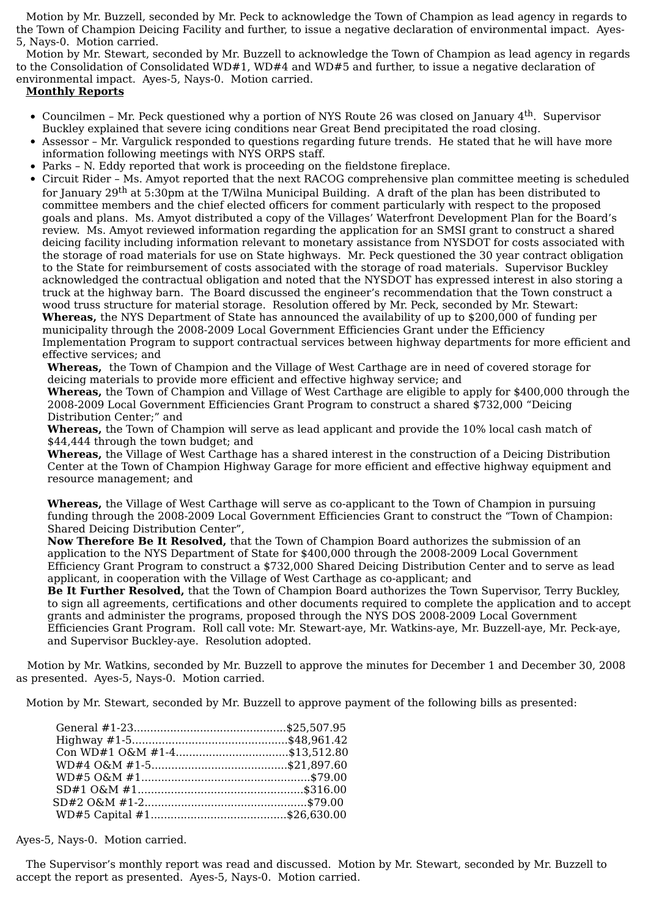Motion by Mr. Buzzell, seconded by Mr. Peck to acknowledge the Town of Champion as lead agency in regards to the Town of Champion Deicing Facility and further, to issue a negative declaration of environmental impact. Ayes-5, Nays-0. Motion carried.

Motion by Mr. Stewart, seconded by Mr. Buzzell to acknowledge the Town of Champion as lead agency in regards to the Consolidation of Consolidated WD#1, WD#4 and WD#5 and further, to issue a negative declaration of environmental impact. Ayes-5, Nays-0. Motion carried.

**Monthly Reports**

- Councilmen – Mr. Peck questioned why a portion of NYS Route 26 was closed on January 4th. Supervisor Buckley explained that severe icing conditions near Great Bend precipitated the road closing.
- Assessor – Mr. Vargulick responded to questions regarding future trends. He stated that he will have more information following meetings with NYS ORPS staff.
- Parks – N. Eddy reported that work is proceeding on the fieldstone fireplace.
- Circuit Rider – Ms. Amyot reported that the next RACOG comprehensive plan committee meeting is scheduled for January 29th at 5:30pm at the T/Wilna Municipal Building. A draft of the plan has been distributed to committee members and the chief elected officers for comment particularly with respect to the proposed goals and plans. Ms. Amyot distributed a copy of the Villages' Waterfront Development Plan for the Board's review. Ms. Amyot reviewed information regarding the application for an SMSI grant to construct a shared deicing facility including information relevant to monetary assistance from NYSDOT for costs associated with the storage of road materials for use on State highways. Mr. Peck questioned the 30 year contract obligation to the State for reimbursement of costs associated with the storage of road materials. Supervisor Buckley acknowledged the contractual obligation and noted that the NYSDOT has expressed interest in also storing a truck at the highway barn. The Board discussed the engineer's recommendation that the Town construct a wood truss structure for material storage. Resolution offered by Mr. Peck, seconded by Mr. Stewart:

  **Whereas,** the NYS Department of State has announced the availability of up to $200,000 of funding per municipality through the 2008-2009 Local Government Efficiencies Grant under the Efficiency Implementation Program to support contractual services between highway departments for more efficient and effective services; and

  **Whereas,** the Town of Champion and the Village of West Carthage are in need of covered storage for deicing materials to provide more efficient and effective highway service; and

  **Whereas,** the Town of Champion and Village of West Carthage are eligible to apply for $400,000 through the 2008-2009 Local Government Efficiencies Grant Program to construct a shared $732,000 "Deicing Distribution Center;" and

  **Whereas,** the Town of Champion will serve as lead applicant and provide the 10% local cash match of $44,444 through the town budget; and

  **Whereas,** the Village of West Carthage has a shared interest in the construction of a Deicing Distribution Center at the Town of Champion Highway Garage for more efficient and effective highway equipment and resource management; and

  **Whereas,** the Village of West Carthage will serve as co-applicant to the Town of Champion in pursuing funding through the 2008-2009 Local Government Efficiencies Grant to construct the "Town of Champion: Shared Deicing Distribution Center",

  **Now Therefore Be It Resolved,** that the Town of Champion Board authorizes the submission of an application to the NYS Department of State for $400,000 through the 2008-2009 Local Government Efficiency Grant Program to construct a $732,000 Shared Deicing Distribution Center and to serve as lead applicant, in cooperation with the Village of West Carthage as co-applicant; and

  **Be It Further Resolved,** that the Town of Champion Board authorizes the Town Supervisor, Terry Buckley, to sign all agreements, certifications and other documents required to complete the application and to accept grants and administer the programs, proposed through the NYS DOS 2008-2009 Local Government Efficiencies Grant Program. Roll call vote: Mr. Stewart-aye, Mr. Watkins-aye, Mr. Buzzell-aye, Mr. Peck-aye, and Supervisor Buckley-aye. Resolution adopted.

Motion by Mr. Watkins, seconded by Mr. Buzzell to approve the minutes for December 1 and December 30, 2008 as presented. Ayes-5, Nays-0. Motion carried.

Motion by Mr. Stewart, seconded by Mr. Buzzell to approve payment of the following bills as presented:

General #1-23..............................................$25,507.95
Highway #1-5...............................................$48,961.42
Con WD#1 O&M #1-4..................................$13,512.80
WD#4 O&M #1-5.........................................$21,897.60
WD#5 O&M #1...................................................$79.00
SD#1 O&M #1..................................................$316.00
SD#2 O&M #1-2.................................................$79.00
WD#5 Capital #1.........................................$26,630.00

Ayes-5, Nays-0. Motion carried.

The Supervisor's monthly report was read and discussed. Motion by Mr. Stewart, seconded by Mr. Buzzell to accept the report as presented. Ayes-5, Nays-0. Motion carried.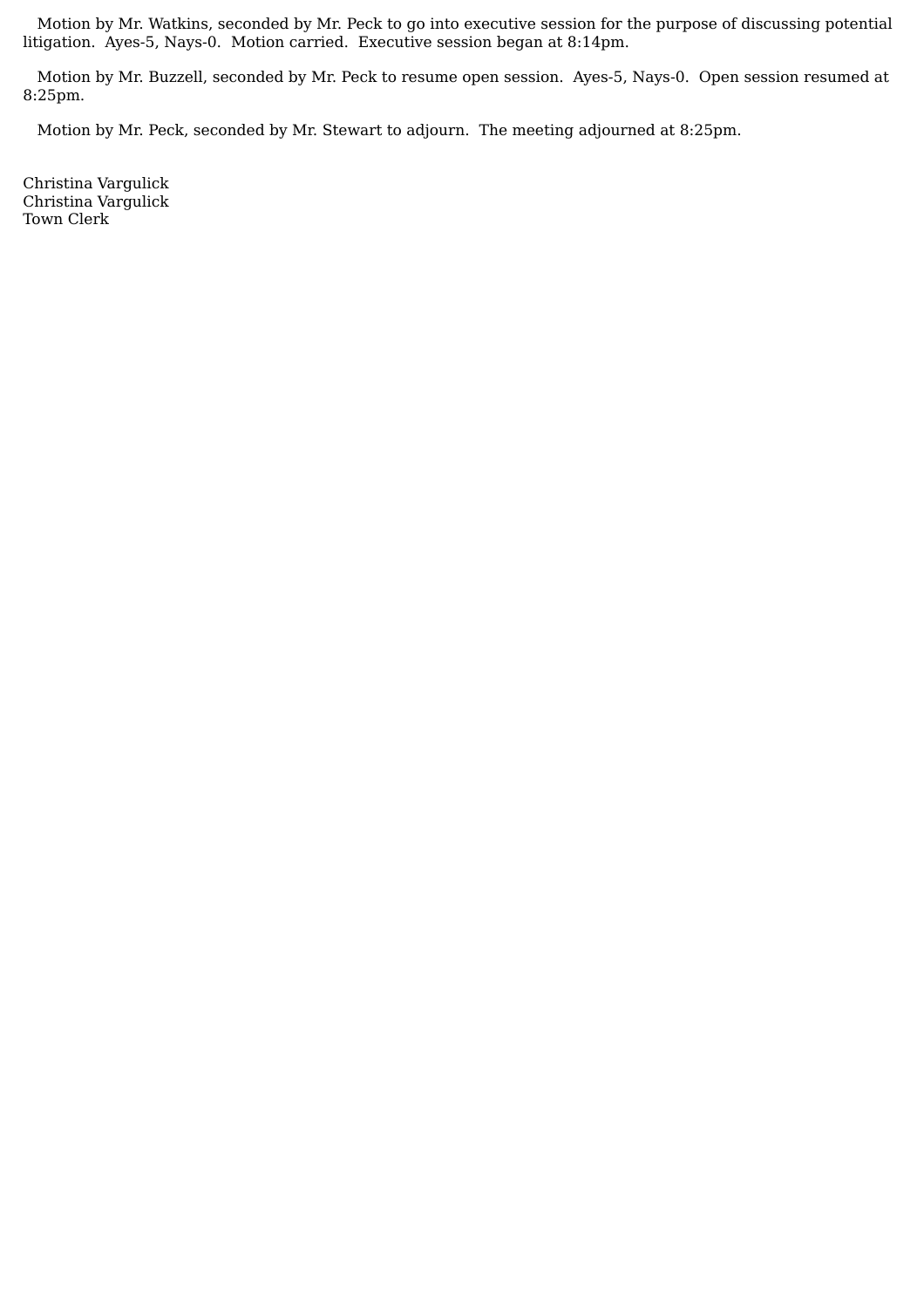Motion by Mr. Watkins, seconded by Mr. Peck to go into executive session for the purpose of discussing potential litigation.  Ayes-5, Nays-0.  Motion carried.  Executive session began at 8:14pm.

Motion by Mr. Buzzell, seconded by Mr. Peck to resume open session.  Ayes-5, Nays-0.  Open session resumed at 8:25pm.

Motion by Mr. Peck, seconded by Mr. Stewart to adjourn.  The meeting adjourned at 8:25pm.

Christina Vargulick  
Christina Vargulick  
Town Clerk